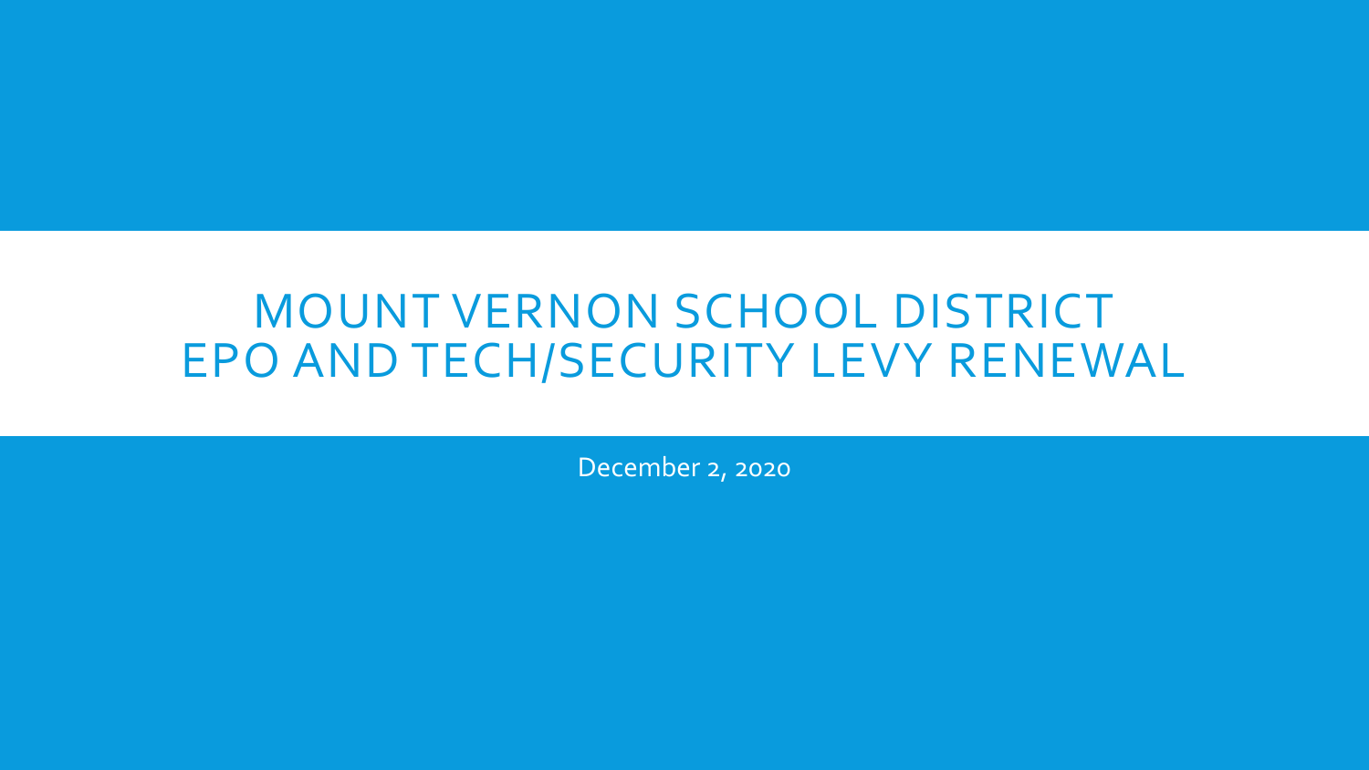# MOUNT VERNON SCHOOL DISTRICT
# EPO AND TECH/SECURITY LEVY RENEWAL

December 2, 2020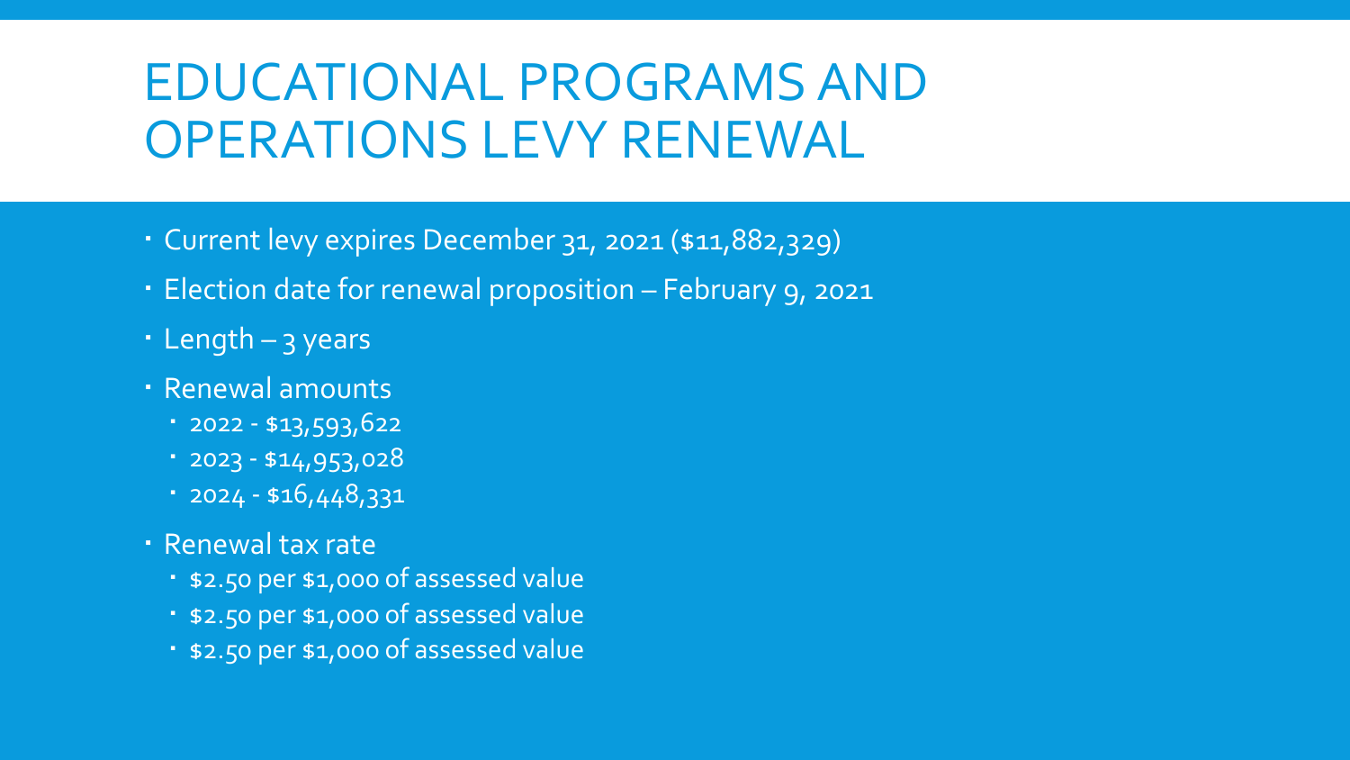# EDUCATIONAL PROGRAMS AND OPERATIONS LEVY RENEWAL

- Current levy expires December 31, 2021 ($11,882,329)
- Election date for renewal proposition – February 9, 2021
- Length – 3 years
- Renewal amounts
  - 2022 - $13,593,622
  - 2023 - $14,953,028
  - 2024 - $16,448,331
- Renewal tax rate
  - $2.50 per $1,000 of assessed value
  - $2.50 per $1,000 of assessed value
  - $2.50 per $1,000 of assessed value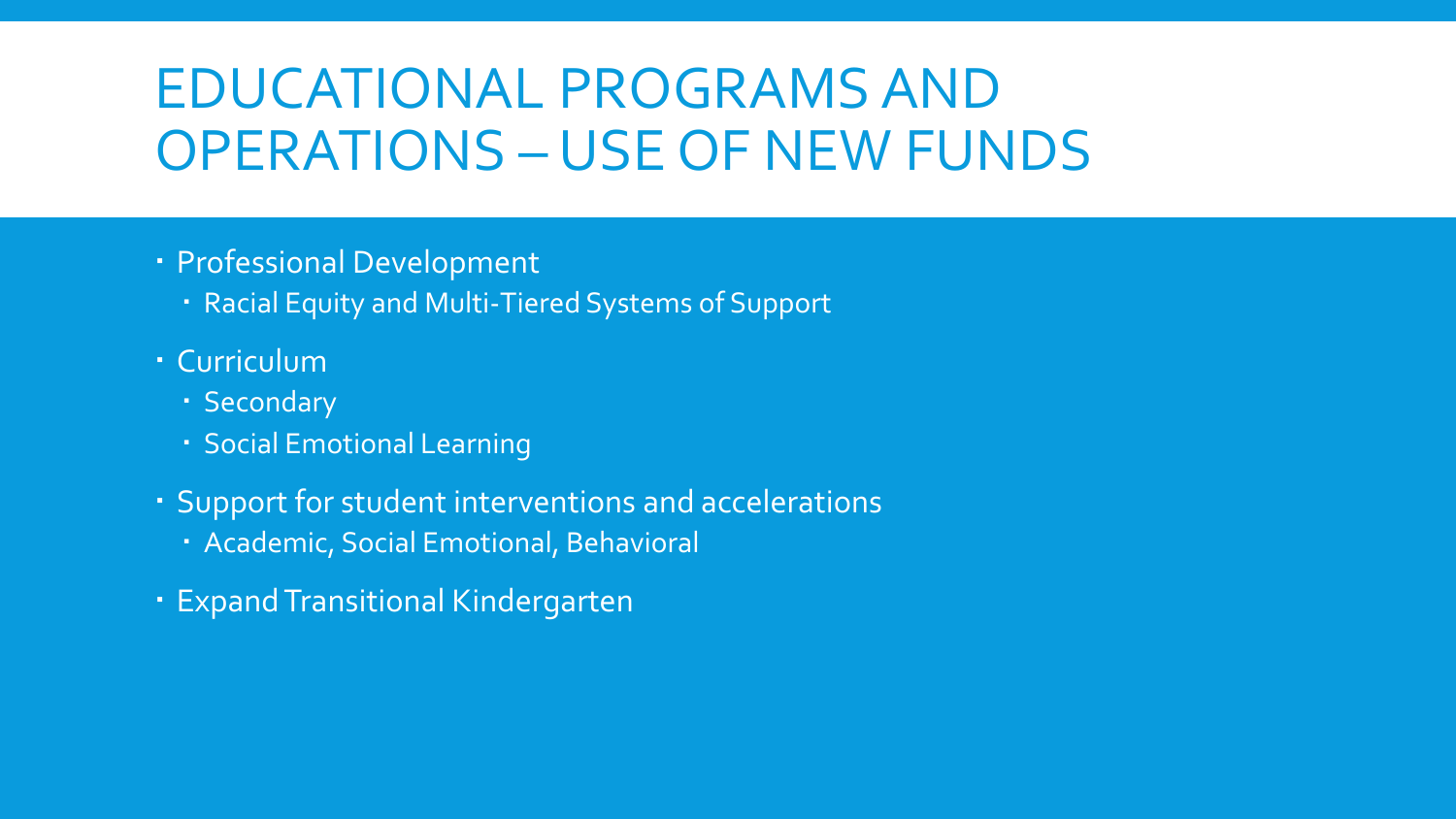# EDUCATIONAL PROGRAMS AND OPERATIONS – USE OF NEW FUNDS

- Professional Development
  - Racial Equity and Multi-Tiered Systems of Support
- Curriculum
  - Secondary
  - Social Emotional Learning
- Support for student interventions and accelerations
  - Academic, Social Emotional, Behavioral
- Expand Transitional Kindergarten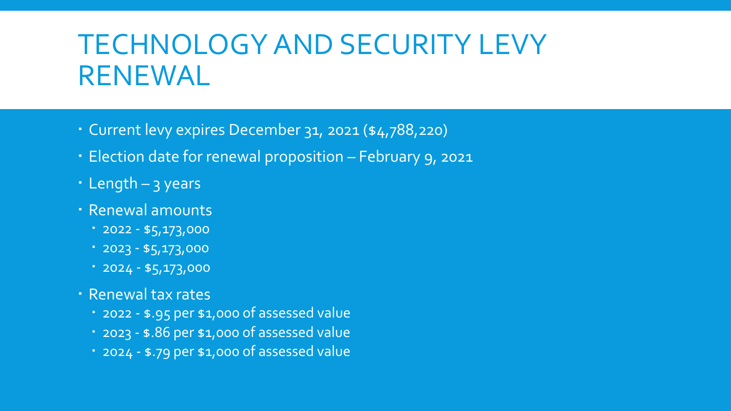# TECHNOLOGY AND SECURITY LEVY RENEWAL

- Current levy expires December 31, 2021 ($4,788,220)
- Election date for renewal proposition – February 9, 2021
- Length – 3 years
- Renewal amounts
  - 2022 - $5,173,000
  - 2023 - $5,173,000
  - 2024 - $5,173,000
- Renewal tax rates
  - 2022 - $.95 per $1,000 of assessed value
  - 2023 - $.86 per $1,000 of assessed value
  - 2024 - $.79 per $1,000 of assessed value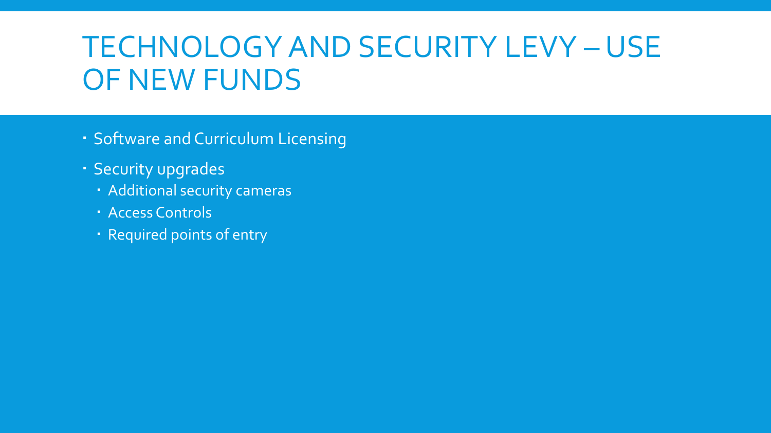# TECHNOLOGY AND SECURITY LEVY – USE OF NEW FUNDS

- Software and Curriculum Licensing
- Security upgrades
  - Additional security cameras
  - Access Controls
  - Required points of entry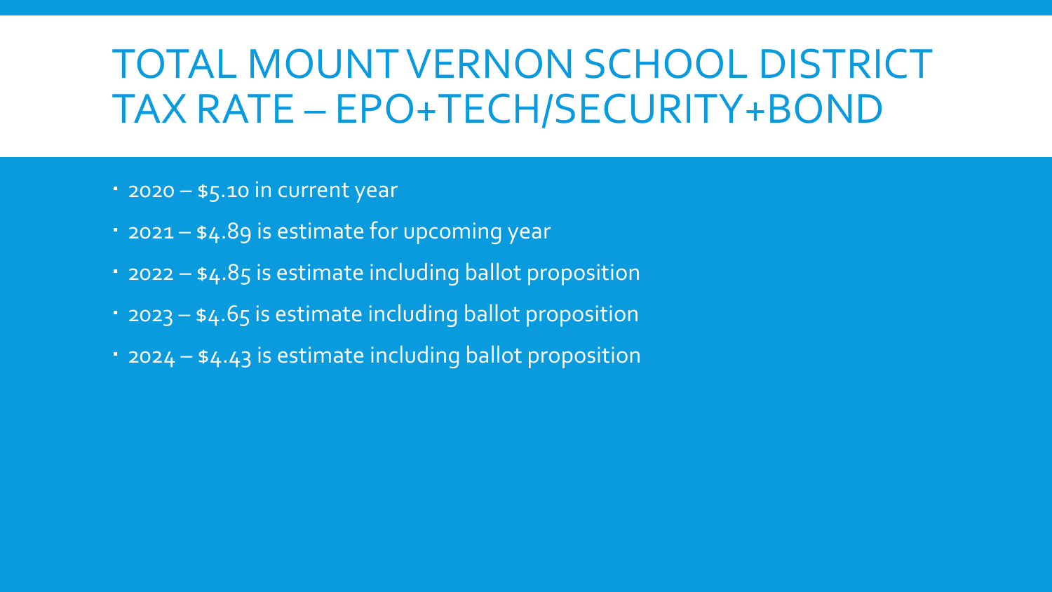# TOTAL MOUNT VERNON SCHOOL DISTRICT TAX RATE – EPO+TECH/SECURITY+BOND

- 2020 – $5.10 in current year
- 2021 – $4.89 is estimate for upcoming year
- 2022 – $4.85 is estimate including ballot proposition
- 2023 – $4.65 is estimate including ballot proposition
- 2024 – $4.43 is estimate including ballot proposition